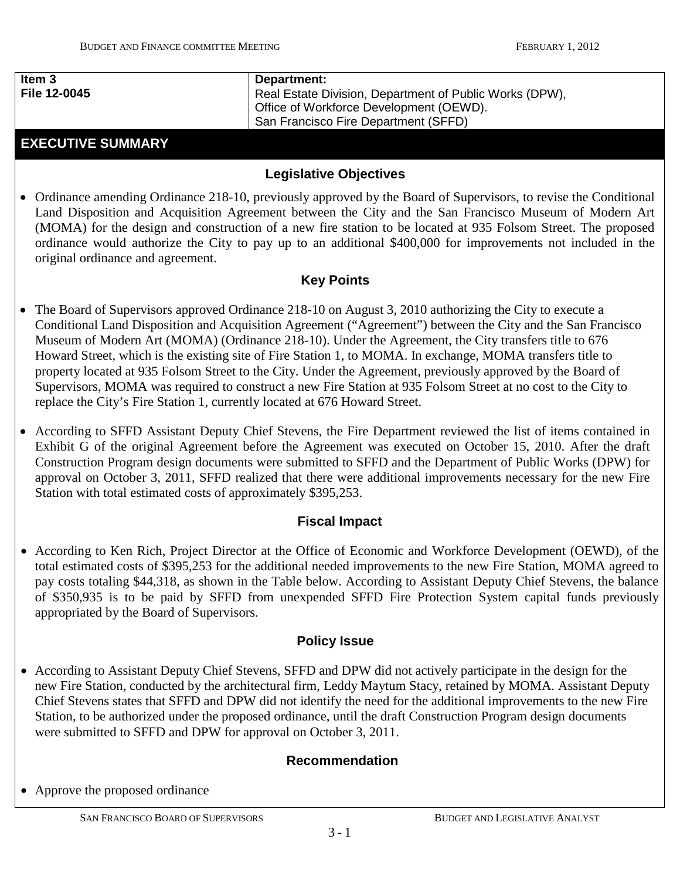| Item 3<br>File 12-0045 | Department:<br>Real Estate Division, Department of Public Works (DPW),<br>Office of Workforce Development (OEWD).<br>San Francisco Fire Department (SFFD) |
|---|---|

## EXECUTIVE SUMMARY

### Legislative Objectives

- Ordinance amending Ordinance 218-10, previously approved by the Board of Supervisors, to revise the Conditional Land Disposition and Acquisition Agreement between the City and the San Francisco Museum of Modern Art (MOMA) for the design and construction of a new fire station to be located at 935 Folsom Street. The proposed ordinance would authorize the City to pay up to an additional $400,000 for improvements not included in the original ordinance and agreement.

### Key Points

- The Board of Supervisors approved Ordinance 218-10 on August 3, 2010 authorizing the City to execute a Conditional Land Disposition and Acquisition Agreement ("Agreement") between the City and the San Francisco Museum of Modern Art (MOMA) (Ordinance 218-10). Under the Agreement, the City transfers title to 676 Howard Street, which is the existing site of Fire Station 1, to MOMA. In exchange, MOMA transfers title to property located at 935 Folsom Street to the City. Under the Agreement, previously approved by the Board of Supervisors, MOMA was required to construct a new Fire Station at 935 Folsom Street at no cost to the City to replace the City's Fire Station 1, currently located at 676 Howard Street.
- According to SFFD Assistant Deputy Chief Stevens, the Fire Department reviewed the list of items contained in Exhibit G of the original Agreement before the Agreement was executed on October 15, 2010. After the draft Construction Program design documents were submitted to SFFD and the Department of Public Works (DPW) for approval on October 3, 2011, SFFD realized that there were additional improvements necessary for the new Fire Station with total estimated costs of approximately $395,253.

### Fiscal Impact

- According to Ken Rich, Project Director at the Office of Economic and Workforce Development (OEWD), of the total estimated costs of $395,253 for the additional needed improvements to the new Fire Station, MOMA agreed to pay costs totaling $44,318, as shown in the Table below. According to Assistant Deputy Chief Stevens, the balance of $350,935 is to be paid by SFFD from unexpended SFFD Fire Protection System capital funds previously appropriated by the Board of Supervisors.

### Policy Issue

- According to Assistant Deputy Chief Stevens, SFFD and DPW did not actively participate in the design for the new Fire Station, conducted by the architectural firm, Leddy Maytum Stacy, retained by MOMA. Assistant Deputy Chief Stevens states that SFFD and DPW did not identify the need for the additional improvements to the new Fire Station, to be authorized under the proposed ordinance, until the draft Construction Program design documents were submitted to SFFD and DPW for approval on October 3, 2011.

### Recommendation

- Approve the proposed ordinance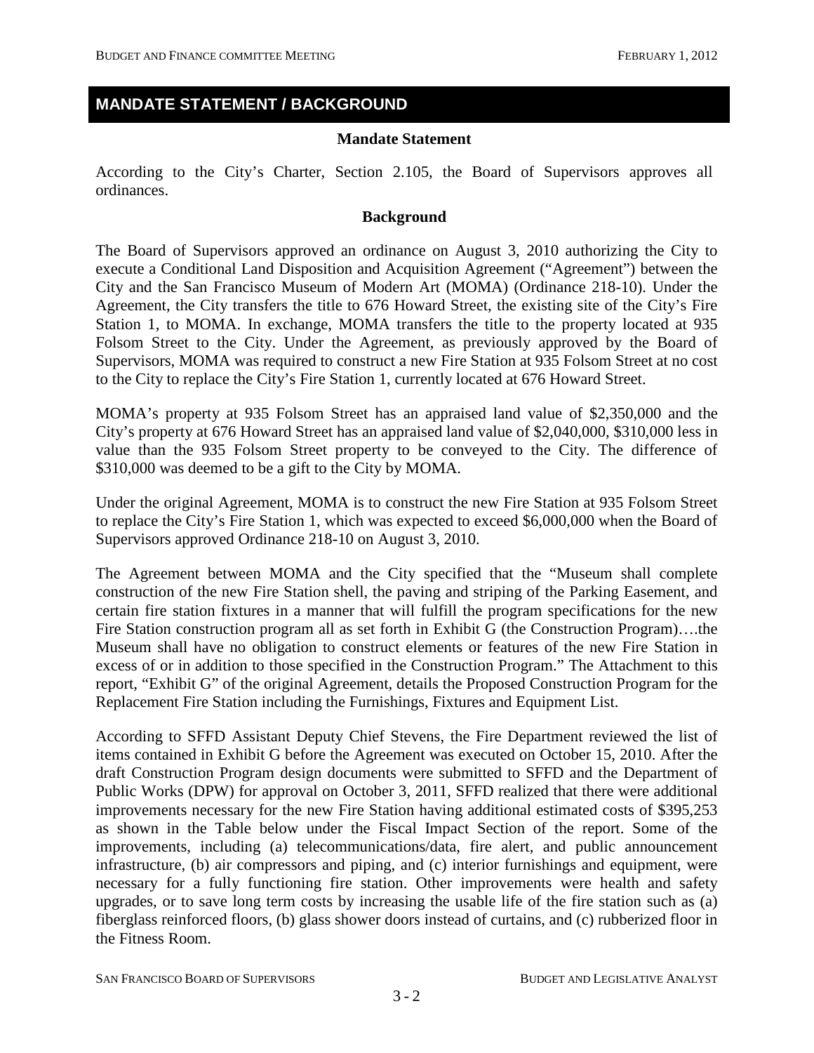## MANDATE STATEMENT / BACKGROUND

### Mandate Statement

According to the City's Charter, Section 2.105, the Board of Supervisors approves all ordinances.

### Background

The Board of Supervisors approved an ordinance on August 3, 2010 authorizing the City to execute a Conditional Land Disposition and Acquisition Agreement ("Agreement") between the City and the San Francisco Museum of Modern Art (MOMA) (Ordinance 218-10). Under the Agreement, the City transfers the title to 676 Howard Street, the existing site of the City's Fire Station 1, to MOMA. In exchange, MOMA transfers the title to the property located at 935 Folsom Street to the City. Under the Agreement, as previously approved by the Board of Supervisors, MOMA was required to construct a new Fire Station at 935 Folsom Street at no cost to the City to replace the City's Fire Station 1, currently located at 676 Howard Street.

MOMA's property at 935 Folsom Street has an appraised land value of $2,350,000 and the City's property at 676 Howard Street has an appraised land value of $2,040,000, $310,000 less in value than the 935 Folsom Street property to be conveyed to the City. The difference of $310,000 was deemed to be a gift to the City by MOMA.

Under the original Agreement, MOMA is to construct the new Fire Station at 935 Folsom Street to replace the City's Fire Station 1, which was expected to exceed $6,000,000 when the Board of Supervisors approved Ordinance 218-10 on August 3, 2010.

The Agreement between MOMA and the City specified that the "Museum shall complete construction of the new Fire Station shell, the paving and striping of the Parking Easement, and certain fire station fixtures in a manner that will fulfill the program specifications for the new Fire Station construction program all as set forth in Exhibit G (the Construction Program)….the Museum shall have no obligation to construct elements or features of the new Fire Station in excess of or in addition to those specified in the Construction Program." The Attachment to this report, "Exhibit G" of the original Agreement, details the Proposed Construction Program for the Replacement Fire Station including the Furnishings, Fixtures and Equipment List.

According to SFFD Assistant Deputy Chief Stevens, the Fire Department reviewed the list of items contained in Exhibit G before the Agreement was executed on October 15, 2010. After the draft Construction Program design documents were submitted to SFFD and the Department of Public Works (DPW) for approval on October 3, 2011, SFFD realized that there were additional improvements necessary for the new Fire Station having additional estimated costs of $395,253 as shown in the Table below under the Fiscal Impact Section of the report. Some of the improvements, including (a) telecommunications/data, fire alert, and public announcement infrastructure, (b) air compressors and piping, and (c) interior furnishings and equipment, were necessary for a fully functioning fire station. Other improvements were health and safety upgrades, or to save long term costs by increasing the usable life of the fire station such as (a) fiberglass reinforced floors, (b) glass shower doors instead of curtains, and (c) rubberized floor in the Fitness Room.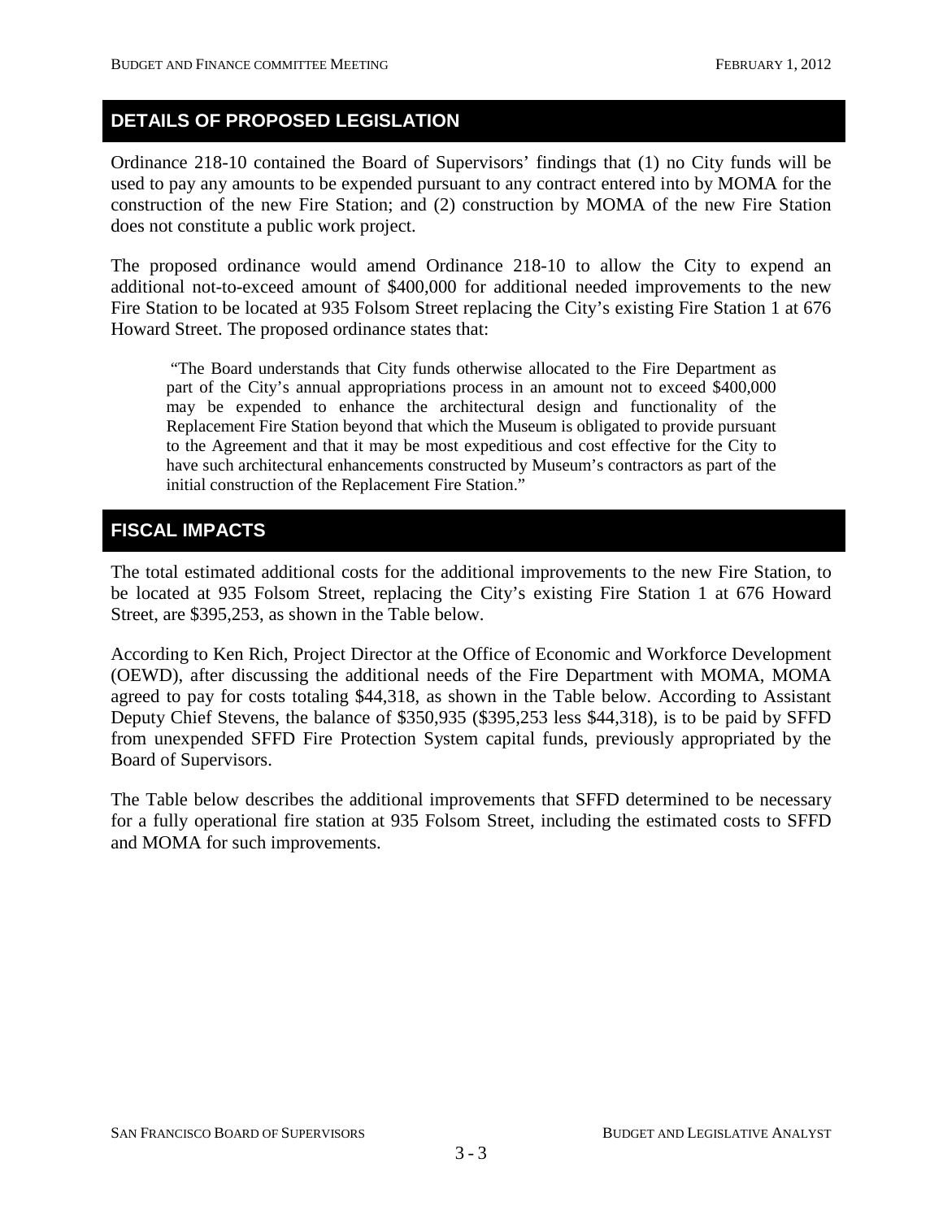## DETAILS OF PROPOSED LEGISLATION

Ordinance 218-10 contained the Board of Supervisors' findings that (1) no City funds will be used to pay any amounts to be expended pursuant to any contract entered into by MOMA for the construction of the new Fire Station; and (2) construction by MOMA of the new Fire Station does not constitute a public work project.

The proposed ordinance would amend Ordinance 218-10 to allow the City to expend an additional not-to-exceed amount of $400,000 for additional needed improvements to the new Fire Station to be located at 935 Folsom Street replacing the City's existing Fire Station 1 at 676 Howard Street. The proposed ordinance states that:

> "The Board understands that City funds otherwise allocated to the Fire Department as part of the City's annual appropriations process in an amount not to exceed $400,000 may be expended to enhance the architectural design and functionality of the Replacement Fire Station beyond that which the Museum is obligated to provide pursuant to the Agreement and that it may be most expeditious and cost effective for the City to have such architectural enhancements constructed by Museum's contractors as part of the initial construction of the Replacement Fire Station."

## FISCAL IMPACTS

The total estimated additional costs for the additional improvements to the new Fire Station, to be located at 935 Folsom Street, replacing the City's existing Fire Station 1 at 676 Howard Street, are $395,253, as shown in the Table below.

According to Ken Rich, Project Director at the Office of Economic and Workforce Development (OEWD), after discussing the additional needs of the Fire Department with MOMA, MOMA agreed to pay for costs totaling $44,318, as shown in the Table below. According to Assistant Deputy Chief Stevens, the balance of $350,935 ($395,253 less $44,318), is to be paid by SFFD from unexpended SFFD Fire Protection System capital funds, previously appropriated by the Board of Supervisors.

The Table below describes the additional improvements that SFFD determined to be necessary for a fully operational fire station at 935 Folsom Street, including the estimated costs to SFFD and MOMA for such improvements.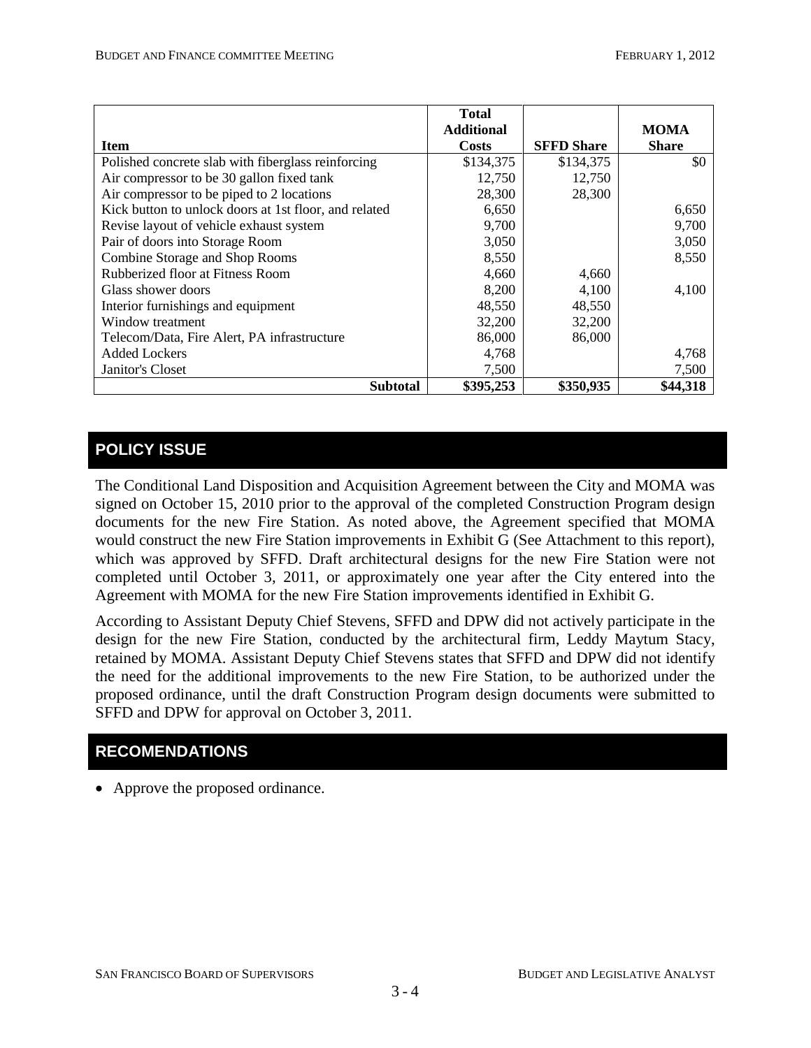| Item | Total Additional Costs | SFFD Share | MOMA Share |
|---|---|---|---|
| Polished concrete slab with fiberglass reinforcing | $134,375 | $134,375 | $0 |
| Air compressor to be 30 gallon fixed tank | 12,750 | 12,750 | |
| Air compressor to be piped to 2 locations | 28,300 | 28,300 | |
| Kick button to unlock doors at 1st floor, and related | 6,650 | | 6,650 |
| Revise layout of vehicle exhaust system | 9,700 | | 9,700 |
| Pair of doors into Storage Room | 3,050 | | 3,050 |
| Combine Storage and Shop Rooms | 8,550 | | 8,550 |
| Rubberized floor at Fitness Room | 4,660 | 4,660 | |
| Glass shower doors | 8,200 | 4,100 | 4,100 |
| Interior furnishings and equipment | 48,550 | 48,550 | |
| Window treatment | 32,200 | 32,200 | |
| Telecom/Data, Fire Alert, PA infrastructure | 86,000 | 86,000 | |
| Added Lockers | 4,768 | | 4,768 |
| Janitor's Closet | 7,500 | | 7,500 |
| **Subtotal** | **$395,253** | **$350,935** | **$44,318** |

## POLICY ISSUE

The Conditional Land Disposition and Acquisition Agreement between the City and MOMA was signed on October 15, 2010 prior to the approval of the completed Construction Program design documents for the new Fire Station. As noted above, the Agreement specified that MOMA would construct the new Fire Station improvements in Exhibit G (See Attachment to this report), which was approved by SFFD. Draft architectural designs for the new Fire Station were not completed until October 3, 2011, or approximately one year after the City entered into the Agreement with MOMA for the new Fire Station improvements identified in Exhibit G.

According to Assistant Deputy Chief Stevens, SFFD and DPW did not actively participate in the design for the new Fire Station, conducted by the architectural firm, Leddy Maytum Stacy, retained by MOMA. Assistant Deputy Chief Stevens states that SFFD and DPW did not identify the need for the additional improvements to the new Fire Station, to be authorized under the proposed ordinance, until the draft Construction Program design documents were submitted to SFFD and DPW for approval on October 3, 2011.

## RECOMENDATIONS

- Approve the proposed ordinance.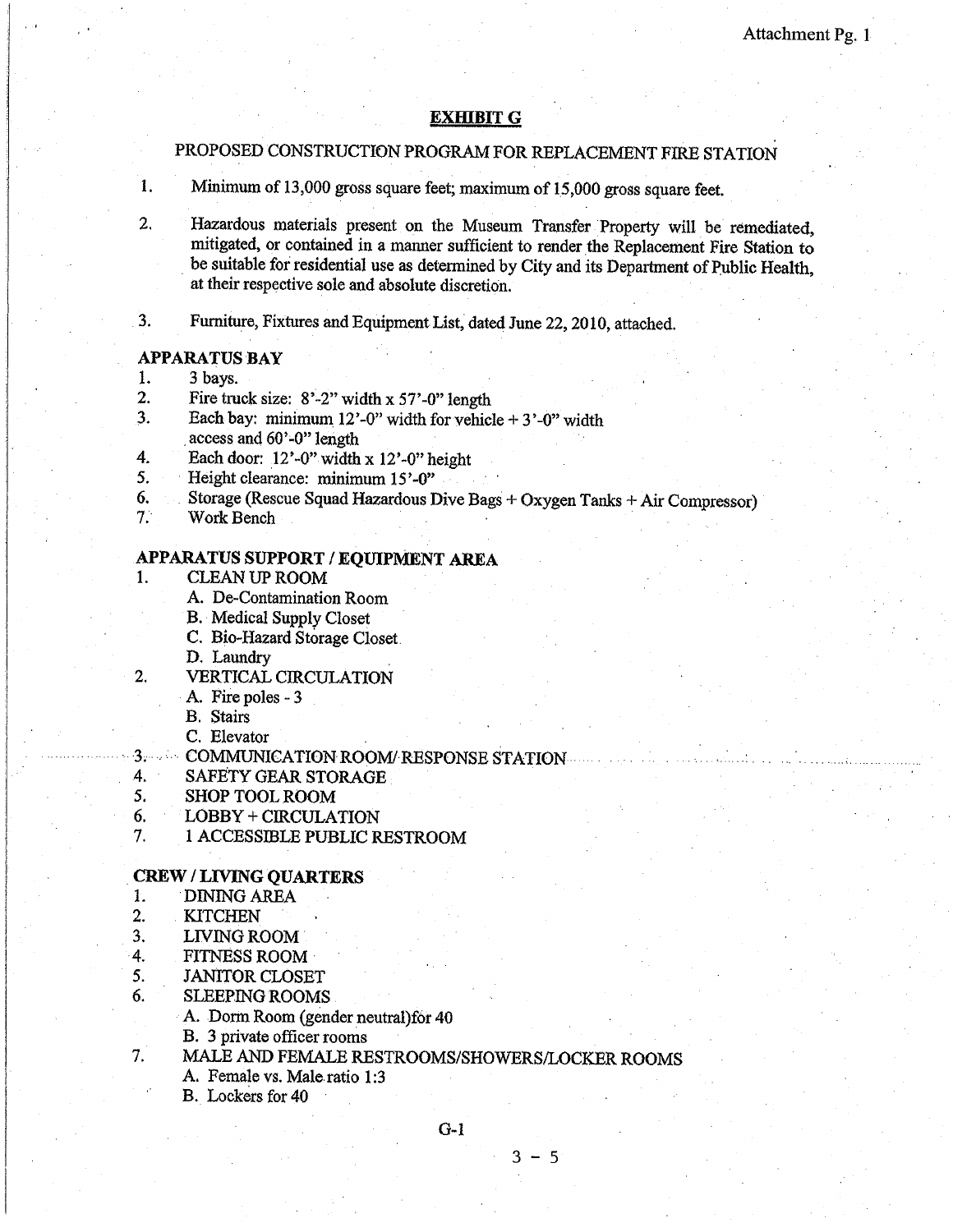## EXHIBIT G

### PROPOSED CONSTRUCTION PROGRAM FOR REPLACEMENT FIRE STATION

1. Minimum of 13,000 gross square feet; maximum of 15,000 gross square feet.
2. Hazardous materials present on the Museum Transfer Property will be remediated, mitigated, or contained in a manner sufficient to render the Replacement Fire Station to be suitable for residential use as determined by City and its Department of Public Health, at their respective sole and absolute discretion.
3. Furniture, Fixtures and Equipment List, dated June 22, 2010, attached.

**APPARATUS BAY**

1. 3 bays.
2. Fire truck size: 8'-2" width x 57'-0" length
3. Each bay: minimum 12'-0" width for vehicle + 3'-0" width access and 60'-0" length
4. Each door: 12'-0" width x 12'-0" height
5. Height clearance: minimum 15'-0"
6. Storage (Rescue Squad Hazardous Dive Bags + Oxygen Tanks + Air Compressor)
7. Work Bench

**APPARATUS SUPPORT / EQUIPMENT AREA**

1. CLEAN UP ROOM
   - A. De-Contamination Room
   - B. Medical Supply Closet
   - C. Bio-Hazard Storage Closet
   - D. Laundry
2. VERTICAL CIRCULATION
   - A. Fire poles - 3
   - B. Stairs
   - C. Elevator
3. COMMUNICATION ROOM/ RESPONSE STATION
4. SAFETY GEAR STORAGE
5. SHOP TOOL ROOM
6. LOBBY + CIRCULATION
7. 1 ACCESSIBLE PUBLIC RESTROOM

**CREW / LIVING QUARTERS**

1. DINING AREA
2. KITCHEN
3. LIVING ROOM
4. FITNESS ROOM
5. JANITOR CLOSET
6. SLEEPING ROOMS
   - A. Dorm Room (gender neutral)for 40
   - B. 3 private officer rooms
7. MALE AND FEMALE RESTROOMS/SHOWERS/LOCKER ROOMS
   - A. Female vs. Male ratio 1:3
   - B. Lockers for 40

G-1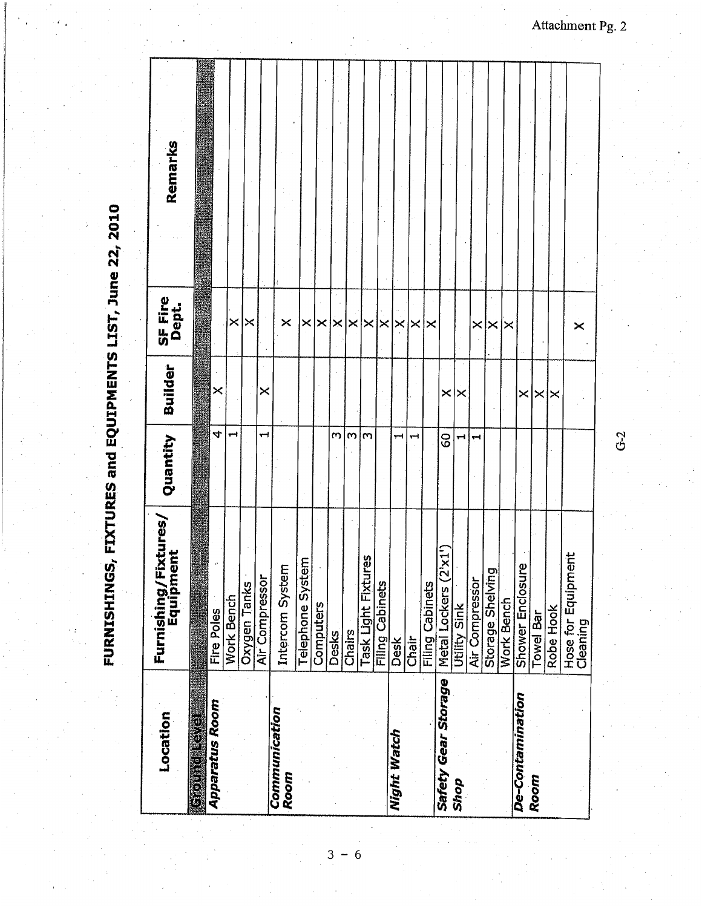Attachment Pg. 2

# FURNISHINGS, FIXTURES and EQUIPMENTS LIST, June 22, 2010

| Location | Furnishing/Fixtures/ Equipment | Quantity | Builder | SF Fire Dept. | Remarks |
|---|---|---|---|---|---|
| **Ground Level** | | | | | |
| ***Apparatus Room*** | Fire Poles | 4 | X | | |
| | Work Bench | 1 | | X | |
| | Oxygen Tanks | | | X | |
| | Air Compressor | 1 | X | | |
| ***Communication Room*** | Intercom System | | | X | |
| | Telephone System | | | X | |
| | Computers | | | X | |
| | Desks | 3 | | X | |
| | Chairs | 3 | | X | |
| | Task Light Fixtures | 3 | | X | |
| | Filing Cabinets | | | X | |
| ***Night Watch*** | Desk | 1 | | X | |
| | Chair | 1 | | X | |
| | Filing Cabinets | | | X | |
| ***Safety Gear Storage Shop*** | Metal Lockers (2'x1') | 60 | X | | |
| | Utility Sink | 1 | X | | |
| | Air Compressor | 1 | | X | |
| | Storage Shelving | | | X | |
| | Work Bench | | | X | |
| ***De-Contamination Room*** | Shower Enclosure | | X | | |
| | Towel Bar | | X | | |
| | Robe Hook | | X | | |
| | Hose for Equipment Cleaning | | | X | |

G-2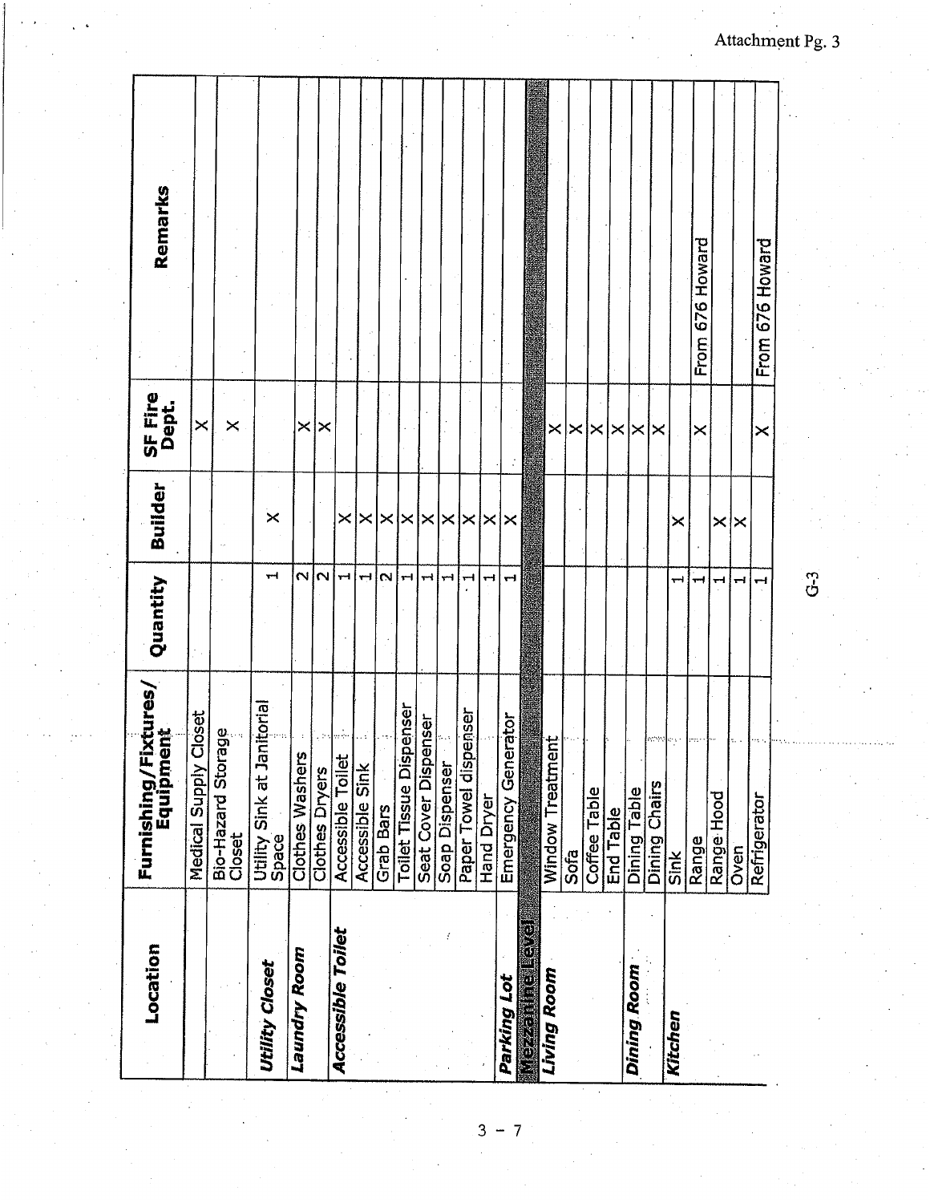Attachment Pg. 3

| Location | Furnishing/Fixtures/ Equipment | Quantity | Builder | SF Fire Dept. | Remarks |
|---|---|---|---|---|---|
| | Medical Supply Closet | | | X | |
| | Bio-Hazard Storage Closet | | | X | |
| **Utility Closet** | Utility Sink at Janitorial Space | 1 | X | | |
| **Laundry Room** | Clothes Washers | 2 | | X | |
| | Clothes Dryers | 2 | | X | |
| **Accessible Toilet** | Accessible Toilet | 1 | X | | |
| | Accessible Sink | 1 | X | | |
| | Grab Bars | 2 | X | | |
| | Toilet Tissue Dispenser | 1 | X | | |
| | Seat Cover Dispenser | 1 | X | | |
| | Soap Dispenser | 1 | X | | |
| | Paper Towel dispenser | 1 | X | | |
| | Hand Dryer | 1 | X | | |
| **Parking Lot** | Emergency Generator | 1 | X | | |
| **Mezzanine Level** | | | | | |
| **Living Room** | Window Treatment | | | X | |
| | Sofa | | | X | |
| | Coffee Table | | | X | |
| | End Table | | | X | |
| **Dining Room** | Dining Table | | | X | |
| | Dining Chairs | | | X | |
| **Kitchen** | Sink | 1 | X | | |
| | Range | 1 | | X | From 676 Howard |
| | Range Hood | 1 | X | | |
| | Oven | 1 | X | | |
| | Refrigerator | 1 | | X | From 676 Howard |

G-3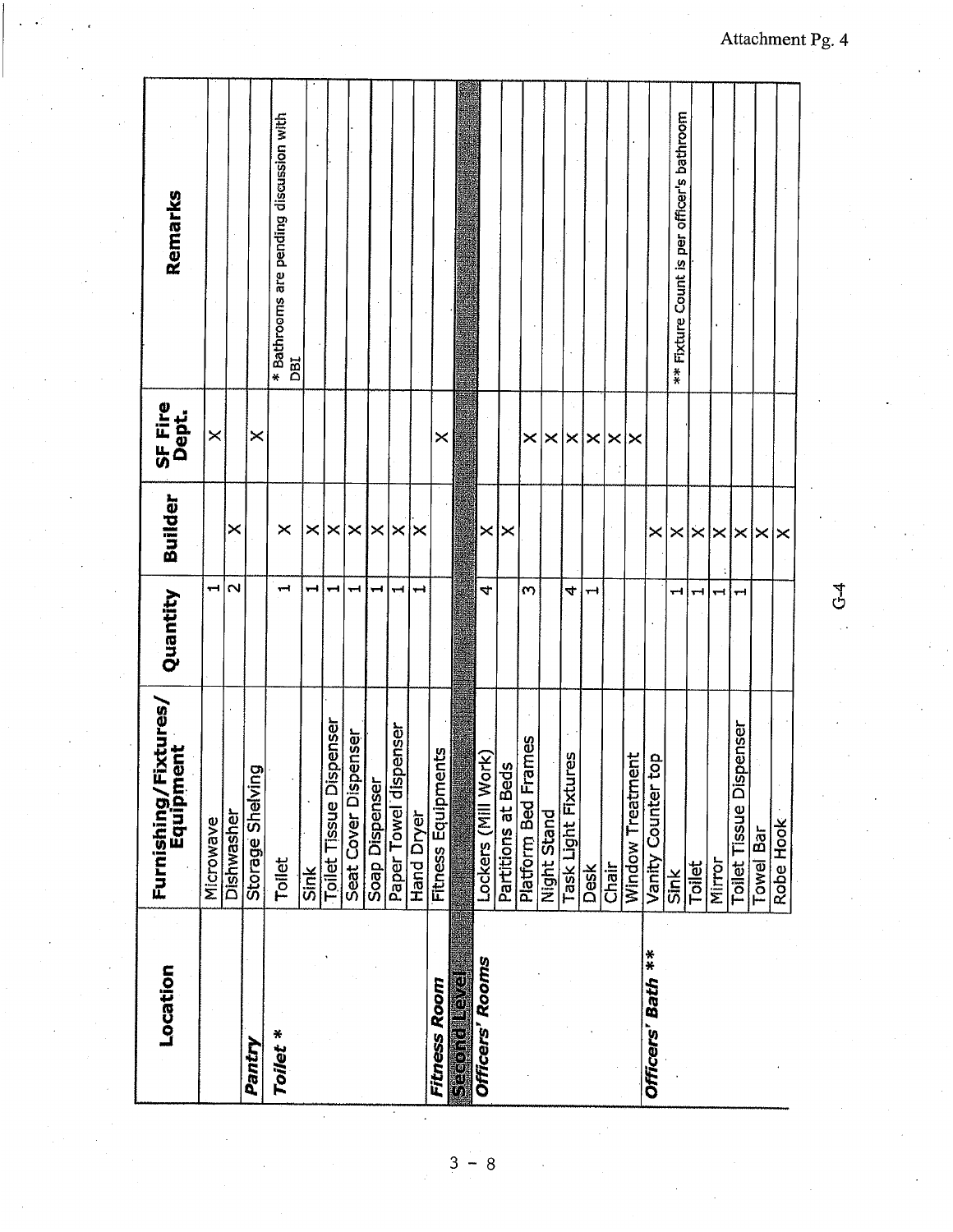Attachment Pg. 4

| Location | Furnishing/Fixtures/ Equipment | Quantity | Builder | SF Fire Dept. | Remarks |
|---|---|---|---|---|---|
| | Microwave | 1 | | X | |
| | Dishwasher | 2 | X | | |
| **Pantry** | Storage Shelving | | | X | |
| **Toilet \*** | Toilet | 1 | X | | \* Bathrooms are pending discussion with DBI |
| | Sink | 1 | X | | |
| | Toilet Tissue Dispenser | 1 | X | | |
| | Seat Cover Dispenser | 1 | X | | |
| | Soap Dispenser | 1 | X | | |
| | Paper Towel dispenser | 1 | X | | |
| | Hand Dryer | 1 | X | | |
| **Fitness Room** | Fitness Equipments | | | X | |
| **Second Level** | | | | | |
| **Officers' Rooms** | Lockers (Mill Work) | 4 | X | | |
| | Partitions at Beds | | X | | |
| | Platform Bed Frames | 3 | | X | |
| | Night Stand | | | X | |
| | Task Light Fixtures | 4 | | X | |
| | Desk | 1 | | X | |
| | Chair | | | X | |
| | Window Treatment | | | X | |
| **Officers' Bath \*\*** | Vanity Counter top | | X | | |
| | Sink | 1 | X | | \*\* Fixture Count is per officer's bathroom |
| | Toilet | 1 | X | | |
| | Mirror | 1 | X | | |
| | Toilet Tissue Dispenser | 1 | X | | |
| | Towel Bar | | X | | |
| | Robe Hook | | X | | |

G-4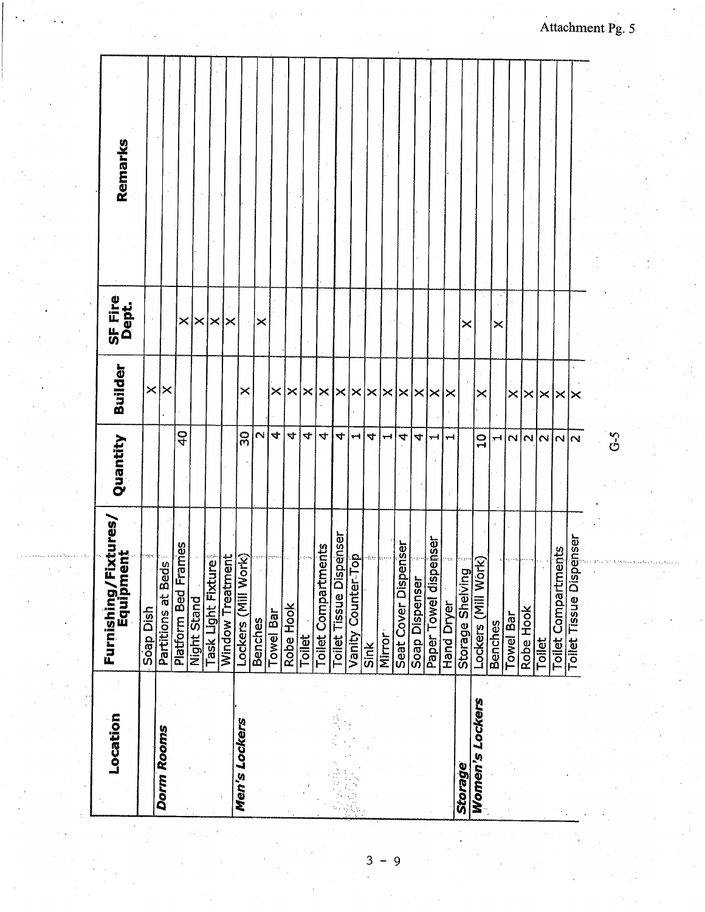Attachment Pg. 5

| Location | Furnishing/Fixtures/ Equipment | Quantity | Builder | SF Fire Dept. | Remarks |
|---|---|---|---|---|---|
| | Soap Dish | | X | | |
| ***Dorm Rooms*** | Partitions at Beds | | X | | |
| | Platform Bed Frames | 40 | | X | |
| | Night Stand | | | X | |
| | Task Light Fixture | | | X | |
| | Window Treatment | | | X | |
| ***Men's Lockers*** | Lockers (Mill Work) | 30 | X | | |
| | Benches | 2 | | X | |
| | Towel Bar | 4 | X | | |
| | Robe Hook | 4 | X | | |
| | Toilet | 4 | X | | |
| | Toilet Compartments | 4 | X | | |
| | Toilet Tissue Dispenser | 4 | X | | |
| | Vanity Counter Top | 1 | X | | |
| | Sink | 4 | X | | |
| | Mirror | 1 | X | | |
| | Seat Cover Dispenser | 4 | X | | |
| | Soap Dispenser | 4 | X | | |
| | Paper Towel dispenser | 1 | X | | |
| | Hand Dryer | 1 | X | | |
| ***Storage*** | Storage Shelving | | | X | |
| ***Women's Lockers*** | Lockers (Mill Work) | 10 | X | | |
| | Benches | 1 | | X | |
| | Towel Bar | 2 | X | | |
| | Robe Hook | 2 | X | | |
| | Toilet | 2 | X | | |
| | Toilet Compartments | 2 | X | | |
| | Toilet Tissue Dispenser | 2 | X | | |

G-5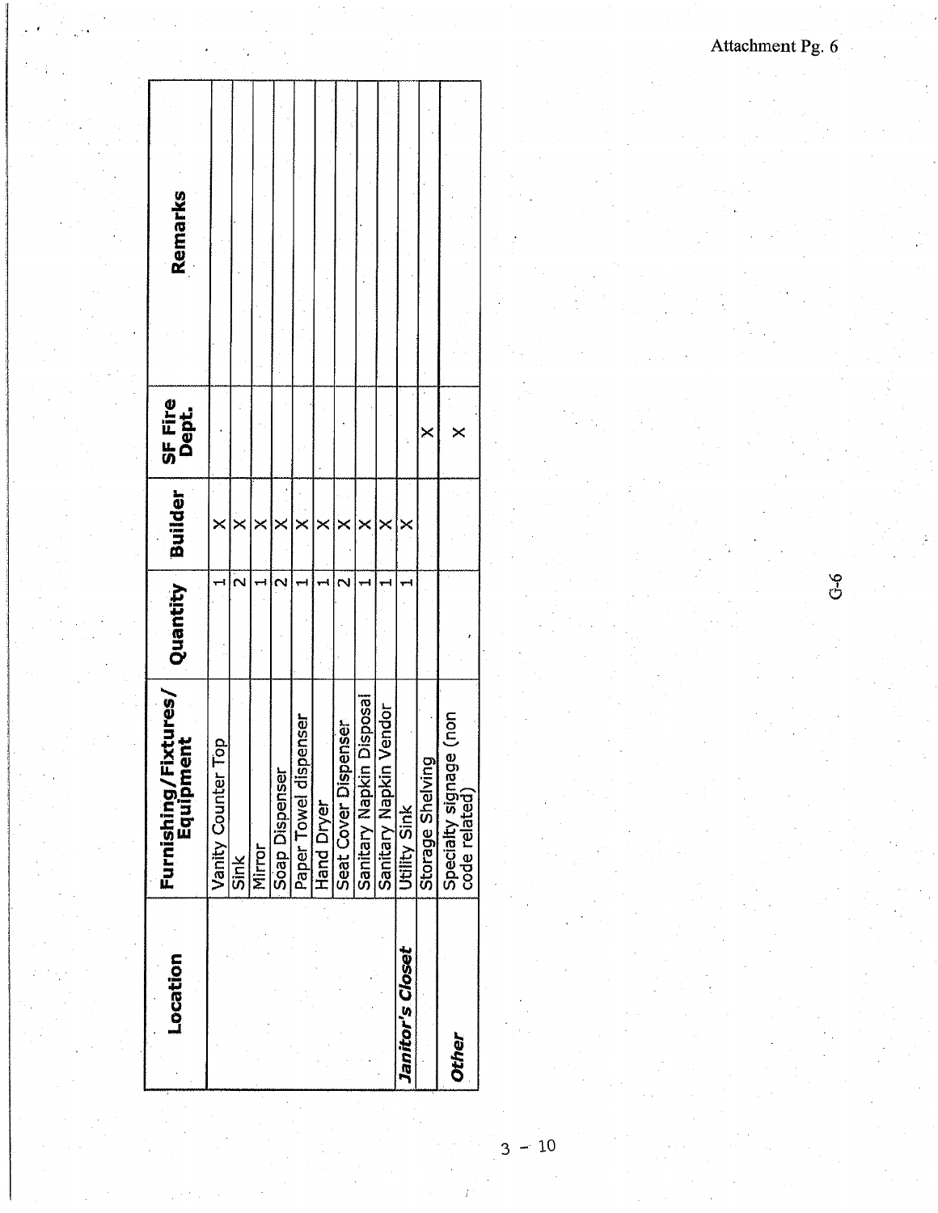Attachment Pg. 6

| Location | Furnishing/Fixtures/ Equipment | Quantity | Builder | SF Fire Dept. | Remarks |
|---|---|---|---|---|---|
| | Vanity Counter Top | 1 | X | | |
| | Sink | 2 | X | | |
| | Mirror | 1 | X | | |
| | Soap Dispenser | 2 | X | | |
| | Paper Towel dispenser | 1 | X | | |
| | Hand Dryer | 1 | X | | |
| | Seat Cover Dispenser | 2 | X | | |
| | Sanitary Napkin Disposal | 1 | X | | |
| | Sanitary Napkin Vendor | 1 | X | | |
| ***Janitor's Closet*** | Utility Sink | 1 | X | | |
| | Storage Shelving | | | X | |
| ***Other*** | Specialty signage (non code related) | | | X | |

G-6